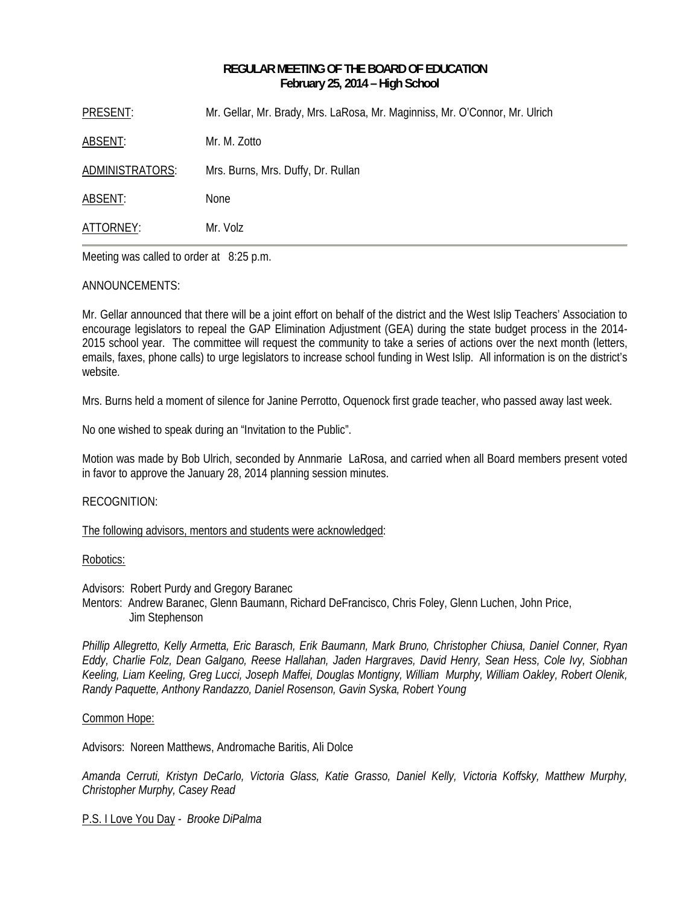**REGULAR MEETING OF THE BOARD OF EDUCATION**
**February 25, 2014 – High School**

| | |
|---|---|
| PRESENT: | Mr. Gellar, Mr. Brady, Mrs. LaRosa, Mr. Maginniss, Mr. O'Connor, Mr. Ulrich |
| ABSENT: | Mr. M. Zotto |
| ADMINISTRATORS: | Mrs. Burns, Mrs. Duffy, Dr. Rullan |
| ABSENT: | None |
| ATTORNEY: | Mr. Volz |

Meeting was called to order at 8:25 p.m.

ANNOUNCEMENTS:

Mr. Gellar announced that there will be a joint effort on behalf of the district and the West Islip Teachers' Association to encourage legislators to repeal the GAP Elimination Adjustment (GEA) during the state budget process in the 2014-2015 school year. The committee will request the community to take a series of actions over the next month (letters, emails, faxes, phone calls) to urge legislators to increase school funding in West Islip. All information is on the district's website.

Mrs. Burns held a moment of silence for Janine Perrotto, Oquenock first grade teacher, who passed away last week.

No one wished to speak during an "Invitation to the Public".

Motion was made by Bob Ulrich, seconded by Annmarie LaRosa, and carried when all Board members present voted in favor to approve the January 28, 2014 planning session minutes.

RECOGNITION:

The following advisors, mentors and students were acknowledged:

Robotics:

Advisors: Robert Purdy and Gregory Baranec
Mentors: Andrew Baranec, Glenn Baumann, Richard DeFrancisco, Chris Foley, Glenn Luchen, John Price, Jim Stephenson

*Phillip Allegretto, Kelly Armetta, Eric Barasch, Erik Baumann, Mark Bruno, Christopher Chiusa, Daniel Conner, Ryan Eddy, Charlie Folz, Dean Galgano, Reese Hallahan, Jaden Hargraves, David Henry, Sean Hess, Cole Ivy, Siobhan Keeling, Liam Keeling, Greg Lucci, Joseph Maffei, Douglas Montigny, William Murphy, William Oakley, Robert Olenik, Randy Paquette, Anthony Randazzo, Daniel Rosenson, Gavin Syska, Robert Young*

Common Hope:

Advisors: Noreen Matthews, Andromache Baritis, Ali Dolce

*Amanda Cerruti, Kristyn DeCarlo, Victoria Glass, Katie Grasso, Daniel Kelly, Victoria Koffsky, Matthew Murphy, Christopher Murphy, Casey Read*

P.S. I Love You Day - *Brooke DiPalma*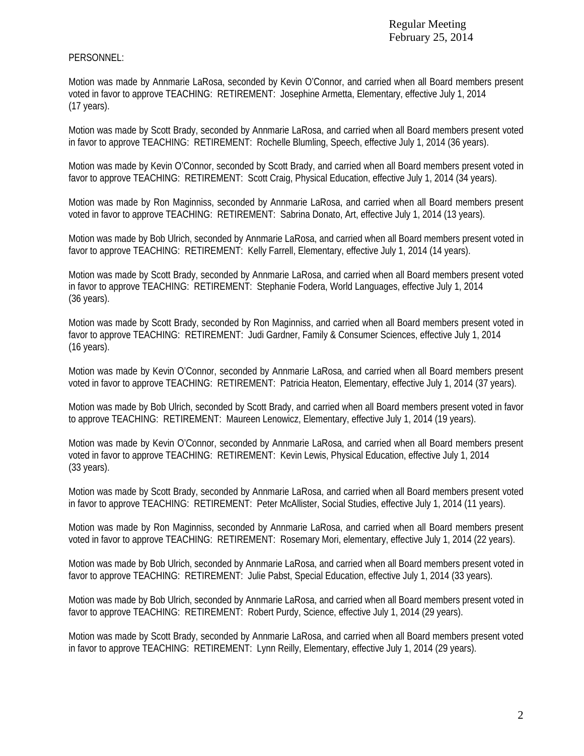PERSONNEL:

Motion was made by Annmarie LaRosa, seconded by Kevin O'Connor, and carried when all Board members present voted in favor to approve TEACHING: RETIREMENT: Josephine Armetta, Elementary, effective July 1, 2014 (17 years).

Motion was made by Scott Brady, seconded by Annmarie LaRosa, and carried when all Board members present voted in favor to approve TEACHING: RETIREMENT: Rochelle Blumling, Speech, effective July 1, 2014 (36 years).

Motion was made by Kevin O'Connor, seconded by Scott Brady, and carried when all Board members present voted in favor to approve TEACHING: RETIREMENT: Scott Craig, Physical Education, effective July 1, 2014 (34 years).

Motion was made by Ron Maginniss, seconded by Annmarie LaRosa, and carried when all Board members present voted in favor to approve TEACHING: RETIREMENT: Sabrina Donato, Art, effective July 1, 2014 (13 years).

Motion was made by Bob Ulrich, seconded by Annmarie LaRosa, and carried when all Board members present voted in favor to approve TEACHING: RETIREMENT: Kelly Farrell, Elementary, effective July 1, 2014 (14 years).

Motion was made by Scott Brady, seconded by Annmarie LaRosa, and carried when all Board members present voted in favor to approve TEACHING: RETIREMENT: Stephanie Fodera, World Languages, effective July 1, 2014 (36 years).

Motion was made by Scott Brady, seconded by Ron Maginniss, and carried when all Board members present voted in favor to approve TEACHING: RETIREMENT: Judi Gardner, Family & Consumer Sciences, effective July 1, 2014 (16 years).

Motion was made by Kevin O'Connor, seconded by Annmarie LaRosa, and carried when all Board members present voted in favor to approve TEACHING: RETIREMENT: Patricia Heaton, Elementary, effective July 1, 2014 (37 years).

Motion was made by Bob Ulrich, seconded by Scott Brady, and carried when all Board members present voted in favor to approve TEACHING: RETIREMENT: Maureen Lenowicz, Elementary, effective July 1, 2014 (19 years).

Motion was made by Kevin O'Connor, seconded by Annmarie LaRosa, and carried when all Board members present voted in favor to approve TEACHING: RETIREMENT: Kevin Lewis, Physical Education, effective July 1, 2014 (33 years).

Motion was made by Scott Brady, seconded by Annmarie LaRosa, and carried when all Board members present voted in favor to approve TEACHING: RETIREMENT: Peter McAllister, Social Studies, effective July 1, 2014 (11 years).

Motion was made by Ron Maginniss, seconded by Annmarie LaRosa, and carried when all Board members present voted in favor to approve TEACHING: RETIREMENT: Rosemary Mori, elementary, effective July 1, 2014 (22 years).

Motion was made by Bob Ulrich, seconded by Annmarie LaRosa, and carried when all Board members present voted in favor to approve TEACHING: RETIREMENT: Julie Pabst, Special Education, effective July 1, 2014 (33 years).

Motion was made by Bob Ulrich, seconded by Annmarie LaRosa, and carried when all Board members present voted in favor to approve TEACHING: RETIREMENT: Robert Purdy, Science, effective July 1, 2014 (29 years).

Motion was made by Scott Brady, seconded by Annmarie LaRosa, and carried when all Board members present voted in favor to approve TEACHING: RETIREMENT: Lynn Reilly, Elementary, effective July 1, 2014 (29 years).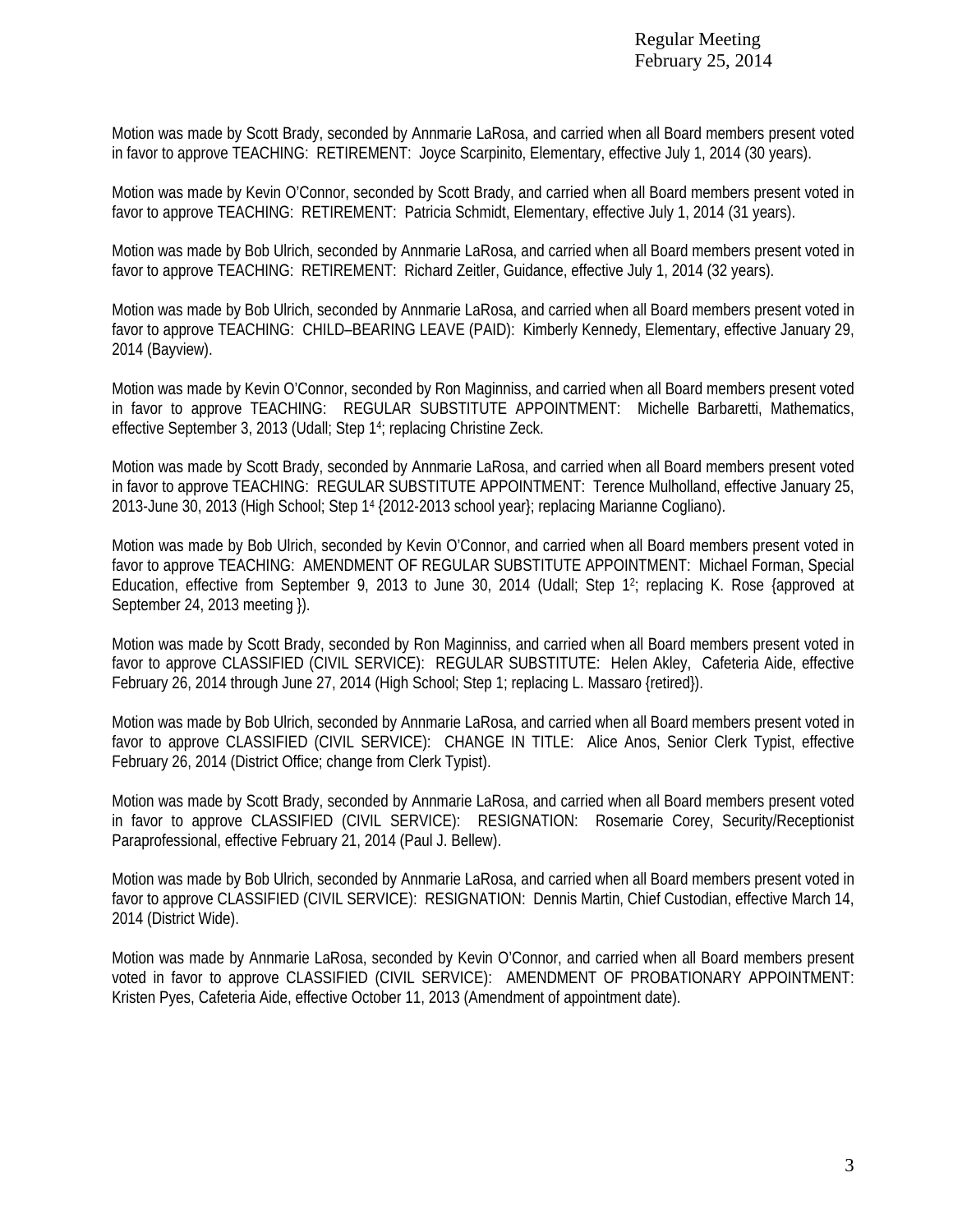Motion was made by Scott Brady, seconded by Annmarie LaRosa, and carried when all Board members present voted in favor to approve TEACHING: RETIREMENT: Joyce Scarpinito, Elementary, effective July 1, 2014 (30 years).

Motion was made by Kevin O'Connor, seconded by Scott Brady, and carried when all Board members present voted in favor to approve TEACHING: RETIREMENT: Patricia Schmidt, Elementary, effective July 1, 2014 (31 years).

Motion was made by Bob Ulrich, seconded by Annmarie LaRosa, and carried when all Board members present voted in favor to approve TEACHING: RETIREMENT: Richard Zeitler, Guidance, effective July 1, 2014 (32 years).

Motion was made by Bob Ulrich, seconded by Annmarie LaRosa, and carried when all Board members present voted in favor to approve TEACHING: CHILD–BEARING LEAVE (PAID): Kimberly Kennedy, Elementary, effective January 29, 2014 (Bayview).

Motion was made by Kevin O'Connor, seconded by Ron Maginniss, and carried when all Board members present voted in favor to approve TEACHING: REGULAR SUBSTITUTE APPOINTMENT: Michelle Barbaretti, Mathematics, effective September 3, 2013 (Udall; Step $1^4$; replacing Christine Zeck.

Motion was made by Scott Brady, seconded by Annmarie LaRosa, and carried when all Board members present voted in favor to approve TEACHING: REGULAR SUBSTITUTE APPOINTMENT: Terence Mulholland, effective January 25, 2013-June 30, 2013 (High School; Step $1^4$ {2012-2013 school year}; replacing Marianne Cogliano).

Motion was made by Bob Ulrich, seconded by Kevin O'Connor, and carried when all Board members present voted in favor to approve TEACHING: AMENDMENT OF REGULAR SUBSTITUTE APPOINTMENT: Michael Forman, Special Education, effective from September 9, 2013 to June 30, 2014 (Udall; Step $1^2$; replacing K. Rose {approved at September 24, 2013 meeting }).

Motion was made by Scott Brady, seconded by Ron Maginniss, and carried when all Board members present voted in favor to approve CLASSIFIED (CIVIL SERVICE): REGULAR SUBSTITUTE: Helen Akley, Cafeteria Aide, effective February 26, 2014 through June 27, 2014 (High School; Step 1; replacing L. Massaro {retired}).

Motion was made by Bob Ulrich, seconded by Annmarie LaRosa, and carried when all Board members present voted in favor to approve CLASSIFIED (CIVIL SERVICE): CHANGE IN TITLE: Alice Anos, Senior Clerk Typist, effective February 26, 2014 (District Office; change from Clerk Typist).

Motion was made by Scott Brady, seconded by Annmarie LaRosa, and carried when all Board members present voted in favor to approve CLASSIFIED (CIVIL SERVICE): RESIGNATION: Rosemarie Corey, Security/Receptionist Paraprofessional, effective February 21, 2014 (Paul J. Bellew).

Motion was made by Bob Ulrich, seconded by Annmarie LaRosa, and carried when all Board members present voted in favor to approve CLASSIFIED (CIVIL SERVICE): RESIGNATION: Dennis Martin, Chief Custodian, effective March 14, 2014 (District Wide).

Motion was made by Annmarie LaRosa, seconded by Kevin O'Connor, and carried when all Board members present voted in favor to approve CLASSIFIED (CIVIL SERVICE): AMENDMENT OF PROBATIONARY APPOINTMENT: Kristen Pyes, Cafeteria Aide, effective October 11, 2013 (Amendment of appointment date).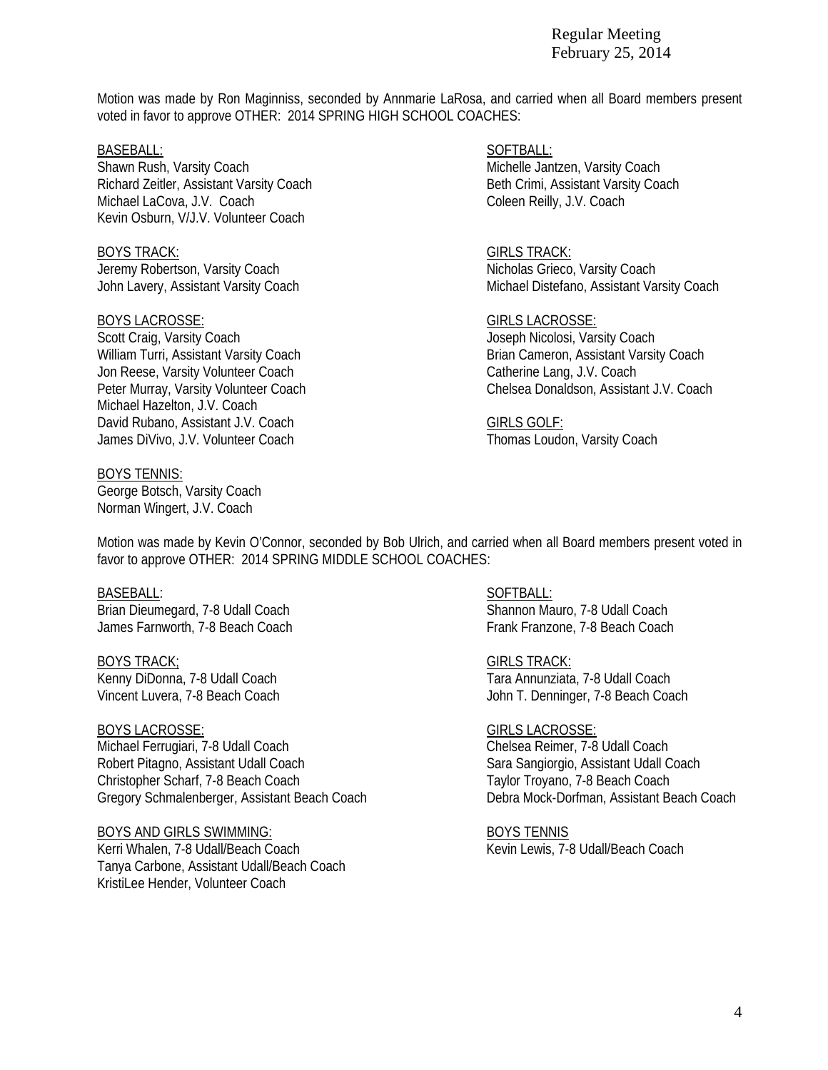Motion was made by Ron Maginniss, seconded by Annmarie LaRosa, and carried when all Board members present voted in favor to approve OTHER: 2014 SPRING HIGH SCHOOL COACHES:

BASEBALL:
Shawn Rush, Varsity Coach
Richard Zeitler, Assistant Varsity Coach
Michael LaCova, J.V. Coach
Kevin Osburn, V/J.V. Volunteer Coach

SOFTBALL:
Michelle Jantzen, Varsity Coach
Beth Crimi, Assistant Varsity Coach
Coleen Reilly, J.V. Coach

BOYS TRACK:
Jeremy Robertson, Varsity Coach
John Lavery, Assistant Varsity Coach

GIRLS TRACK:
Nicholas Grieco, Varsity Coach
Michael Distefano, Assistant Varsity Coach

BOYS LACROSSE:
Scott Craig, Varsity Coach
William Turri, Assistant Varsity Coach
Jon Reese, Varsity Volunteer Coach
Peter Murray, Varsity Volunteer Coach
Michael Hazelton, J.V. Coach
David Rubano, Assistant J.V. Coach
James DiVivo, J.V. Volunteer Coach

GIRLS LACROSSE:
Joseph Nicolosi, Varsity Coach
Brian Cameron, Assistant Varsity Coach
Catherine Lang, J.V. Coach
Chelsea Donaldson, Assistant J.V. Coach

GIRLS GOLF:
Thomas Loudon, Varsity Coach

BOYS TENNIS:
George Botsch, Varsity Coach
Norman Wingert, J.V. Coach

Motion was made by Kevin O'Connor, seconded by Bob Ulrich, and carried when all Board members present voted in favor to approve OTHER: 2014 SPRING MIDDLE SCHOOL COACHES:

BASEBALL:
Brian Dieumegard, 7-8 Udall Coach
James Farnworth, 7-8 Beach Coach

SOFTBALL:
Shannon Mauro, 7-8 Udall Coach
Frank Franzone, 7-8 Beach Coach

BOYS TRACK;
Kenny DiDonna, 7-8 Udall Coach
Vincent Luvera, 7-8 Beach Coach

GIRLS TRACK:
Tara Annunziata, 7-8 Udall Coach
John T. Denninger, 7-8 Beach Coach

BOYS LACROSSE:
Michael Ferrugiari, 7-8 Udall Coach
Robert Pitagno, Assistant Udall Coach
Christopher Scharf, 7-8 Beach Coach
Gregory Schmalenberger, Assistant Beach Coach

GIRLS LACROSSE:
Chelsea Reimer, 7-8 Udall Coach
Sara Sangiorgio, Assistant Udall Coach
Taylor Troyano, 7-8 Beach Coach
Debra Mock-Dorfman, Assistant Beach Coach

BOYS AND GIRLS SWIMMING:
Kerri Whalen, 7-8 Udall/Beach Coach
Tanya Carbone, Assistant Udall/Beach Coach
KristiLee Hender, Volunteer Coach

BOYS TENNIS
Kevin Lewis, 7-8 Udall/Beach Coach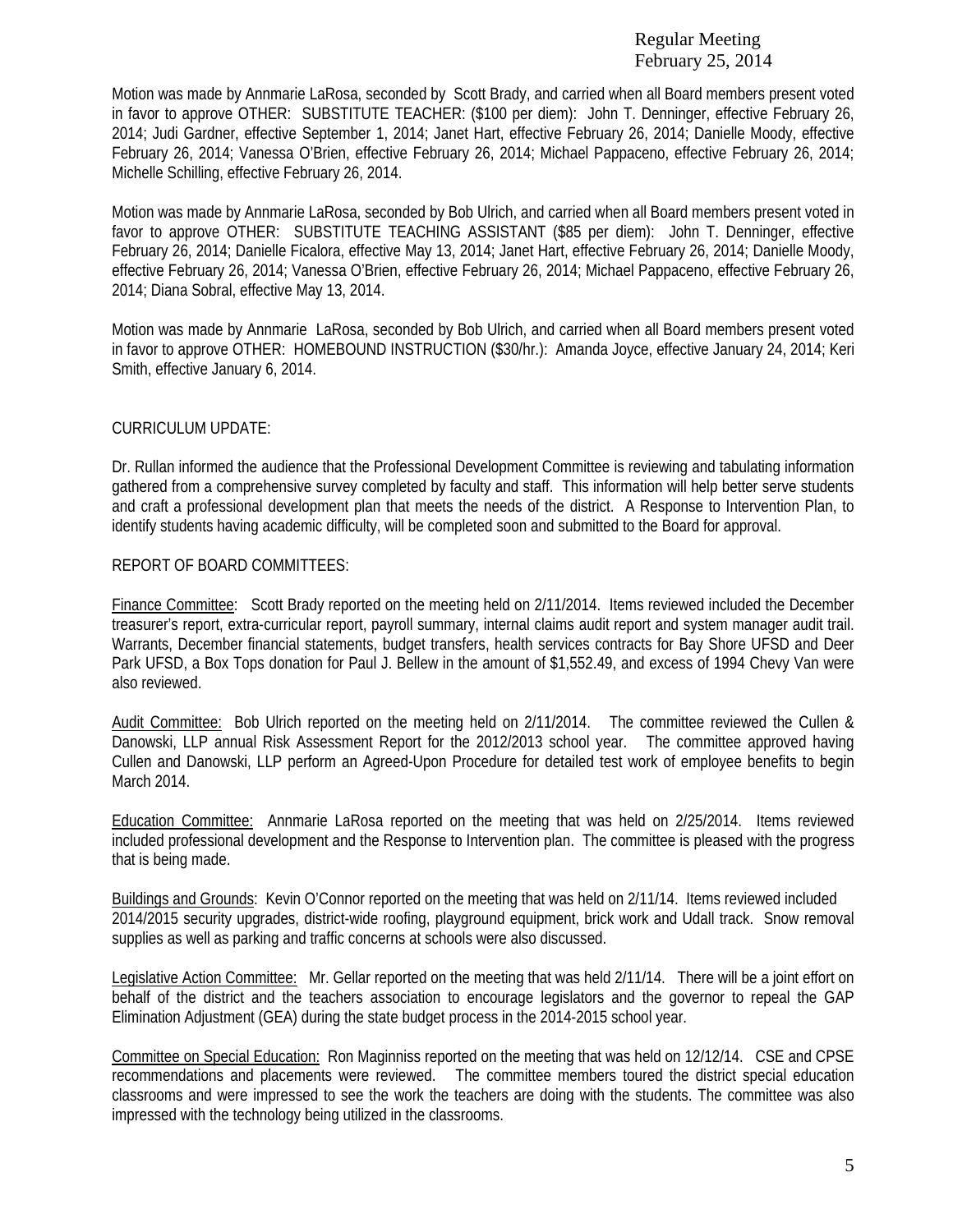Motion was made by Annmarie LaRosa, seconded by Scott Brady, and carried when all Board members present voted in favor to approve OTHER: SUBSTITUTE TEACHER: ($100 per diem): John T. Denninger, effective February 26, 2014; Judi Gardner, effective September 1, 2014; Janet Hart, effective February 26, 2014; Danielle Moody, effective February 26, 2014; Vanessa O'Brien, effective February 26, 2014; Michael Pappaceno, effective February 26, 2014; Michelle Schilling, effective February 26, 2014.

Motion was made by Annmarie LaRosa, seconded by Bob Ulrich, and carried when all Board members present voted in favor to approve OTHER: SUBSTITUTE TEACHING ASSISTANT ($85 per diem): John T. Denninger, effective February 26, 2014; Danielle Ficalora, effective May 13, 2014; Janet Hart, effective February 26, 2014; Danielle Moody, effective February 26, 2014; Vanessa O'Brien, effective February 26, 2014; Michael Pappaceno, effective February 26, 2014; Diana Sobral, effective May 13, 2014.

Motion was made by Annmarie LaRosa, seconded by Bob Ulrich, and carried when all Board members present voted in favor to approve OTHER: HOMEBOUND INSTRUCTION ($30/hr.): Amanda Joyce, effective January 24, 2014; Keri Smith, effective January 6, 2014.

CURRICULUM UPDATE:

Dr. Rullan informed the audience that the Professional Development Committee is reviewing and tabulating information gathered from a comprehensive survey completed by faculty and staff. This information will help better serve students and craft a professional development plan that meets the needs of the district. A Response to Intervention Plan, to identify students having academic difficulty, will be completed soon and submitted to the Board for approval.

REPORT OF BOARD COMMITTEES:

Finance Committee: Scott Brady reported on the meeting held on 2/11/2014. Items reviewed included the December treasurer's report, extra-curricular report, payroll summary, internal claims audit report and system manager audit trail. Warrants, December financial statements, budget transfers, health services contracts for Bay Shore UFSD and Deer Park UFSD, a Box Tops donation for Paul J. Bellew in the amount of $1,552.49, and excess of 1994 Chevy Van were also reviewed.

Audit Committee: Bob Ulrich reported on the meeting held on 2/11/2014. The committee reviewed the Cullen & Danowski, LLP annual Risk Assessment Report for the 2012/2013 school year. The committee approved having Cullen and Danowski, LLP perform an Agreed-Upon Procedure for detailed test work of employee benefits to begin March 2014.

Education Committee: Annmarie LaRosa reported on the meeting that was held on 2/25/2014. Items reviewed included professional development and the Response to Intervention plan. The committee is pleased with the progress that is being made.

Buildings and Grounds: Kevin O'Connor reported on the meeting that was held on 2/11/14. Items reviewed included 2014/2015 security upgrades, district-wide roofing, playground equipment, brick work and Udall track. Snow removal supplies as well as parking and traffic concerns at schools were also discussed.

Legislative Action Committee: Mr. Gellar reported on the meeting that was held 2/11/14. There will be a joint effort on behalf of the district and the teachers association to encourage legislators and the governor to repeal the GAP Elimination Adjustment (GEA) during the state budget process in the 2014-2015 school year.

Committee on Special Education: Ron Maginniss reported on the meeting that was held on 12/12/14. CSE and CPSE recommendations and placements were reviewed. The committee members toured the district special education classrooms and were impressed to see the work the teachers are doing with the students. The committee was also impressed with the technology being utilized in the classrooms.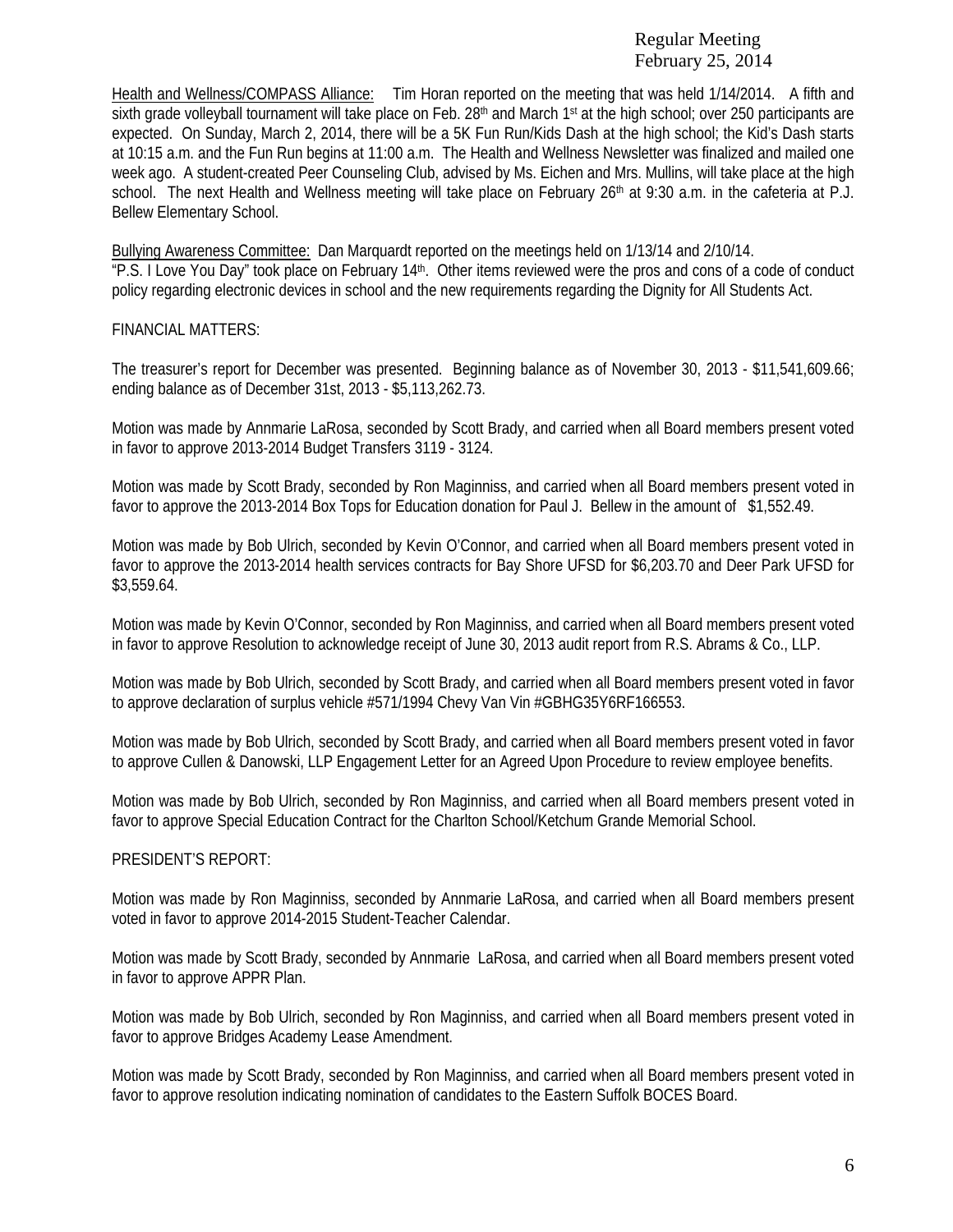Health and Wellness/COMPASS Alliance: Tim Horan reported on the meeting that was held 1/14/2014. A fifth and sixth grade volleyball tournament will take place on Feb. 28th and March 1st at the high school; over 250 participants are expected. On Sunday, March 2, 2014, there will be a 5K Fun Run/Kids Dash at the high school; the Kid's Dash starts at 10:15 a.m. and the Fun Run begins at 11:00 a.m. The Health and Wellness Newsletter was finalized and mailed one week ago. A student-created Peer Counseling Club, advised by Ms. Eichen and Mrs. Mullins, will take place at the high school. The next Health and Wellness meeting will take place on February 26th at 9:30 a.m. in the cafeteria at P.J. Bellew Elementary School.

Bullying Awareness Committee: Dan Marquardt reported on the meetings held on 1/13/14 and 2/10/14. "P.S. I Love You Day" took place on February 14th. Other items reviewed were the pros and cons of a code of conduct policy regarding electronic devices in school and the new requirements regarding the Dignity for All Students Act.

FINANCIAL MATTERS:

The treasurer's report for December was presented. Beginning balance as of November 30, 2013 - $11,541,609.66; ending balance as of December 31st, 2013 - $5,113,262.73.

Motion was made by Annmarie LaRosa, seconded by Scott Brady, and carried when all Board members present voted in favor to approve 2013-2014 Budget Transfers 3119 - 3124.

Motion was made by Scott Brady, seconded by Ron Maginniss, and carried when all Board members present voted in favor to approve the 2013-2014 Box Tops for Education donation for Paul J. Bellew in the amount of $1,552.49.

Motion was made by Bob Ulrich, seconded by Kevin O'Connor, and carried when all Board members present voted in favor to approve the 2013-2014 health services contracts for Bay Shore UFSD for $6,203.70 and Deer Park UFSD for $3,559.64.

Motion was made by Kevin O'Connor, seconded by Ron Maginniss, and carried when all Board members present voted in favor to approve Resolution to acknowledge receipt of June 30, 2013 audit report from R.S. Abrams & Co., LLP.

Motion was made by Bob Ulrich, seconded by Scott Brady, and carried when all Board members present voted in favor to approve declaration of surplus vehicle #571/1994 Chevy Van Vin #GBHG35Y6RF166553.

Motion was made by Bob Ulrich, seconded by Scott Brady, and carried when all Board members present voted in favor to approve Cullen & Danowski, LLP Engagement Letter for an Agreed Upon Procedure to review employee benefits.

Motion was made by Bob Ulrich, seconded by Ron Maginniss, and carried when all Board members present voted in favor to approve Special Education Contract for the Charlton School/Ketchum Grande Memorial School.

PRESIDENT'S REPORT:

Motion was made by Ron Maginniss, seconded by Annmarie LaRosa, and carried when all Board members present voted in favor to approve 2014-2015 Student-Teacher Calendar.

Motion was made by Scott Brady, seconded by Annmarie LaRosa, and carried when all Board members present voted in favor to approve APPR Plan.

Motion was made by Bob Ulrich, seconded by Ron Maginniss, and carried when all Board members present voted in favor to approve Bridges Academy Lease Amendment.

Motion was made by Scott Brady, seconded by Ron Maginniss, and carried when all Board members present voted in favor to approve resolution indicating nomination of candidates to the Eastern Suffolk BOCES Board.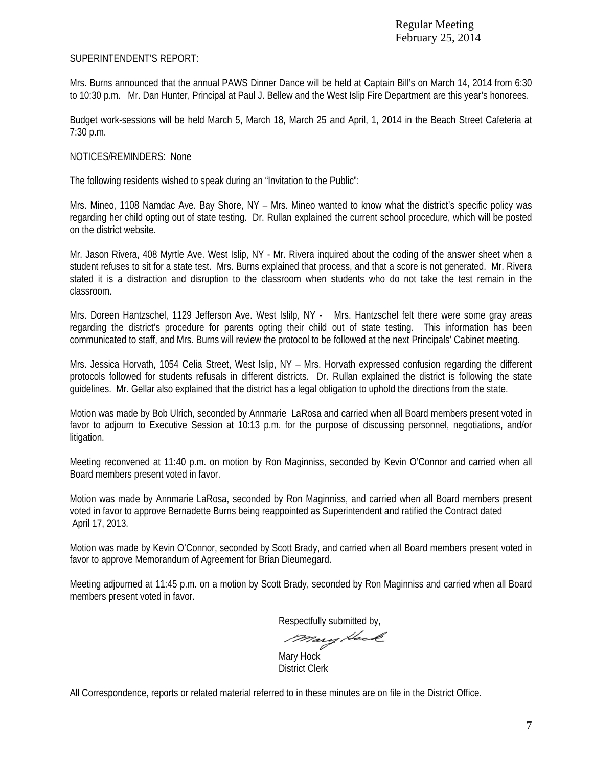SUPERINTENDENT'S REPORT:

Mrs. Burns announced that the annual PAWS Dinner Dance will be held at Captain Bill's on March 14, 2014 from 6:30 to 10:30 p.m. Mr. Dan Hunter, Principal at Paul J. Bellew and the West Islip Fire Department are this year's honorees.

Budget work-sessions will be held March 5, March 18, March 25 and April, 1, 2014 in the Beach Street Cafeteria at 7:30 p.m.

NOTICES/REMINDERS: None

The following residents wished to speak during an "Invitation to the Public":

Mrs. Mineo, 1108 Namdac Ave. Bay Shore, NY – Mrs. Mineo wanted to know what the district's specific policy was regarding her child opting out of state testing. Dr. Rullan explained the current school procedure, which will be posted on the district website.

Mr. Jason Rivera, 408 Myrtle Ave. West Islip, NY - Mr. Rivera inquired about the coding of the answer sheet when a student refuses to sit for a state test. Mrs. Burns explained that process, and that a score is not generated. Mr. Rivera stated it is a distraction and disruption to the classroom when students who do not take the test remain in the classroom.

Mrs. Doreen Hantzschel, 1129 Jefferson Ave. West Islilp, NY - Mrs. Hantzschel felt there were some gray areas regarding the district's procedure for parents opting their child out of state testing. This information has been communicated to staff, and Mrs. Burns will review the protocol to be followed at the next Principals' Cabinet meeting.

Mrs. Jessica Horvath, 1054 Celia Street, West Islip, NY – Mrs. Horvath expressed confusion regarding the different protocols followed for students refusals in different districts. Dr. Rullan explained the district is following the state guidelines. Mr. Gellar also explained that the district has a legal obligation to uphold the directions from the state.

Motion was made by Bob Ulrich, seconded by Annmarie LaRosa and carried when all Board members present voted in favor to adjourn to Executive Session at 10:13 p.m. for the purpose of discussing personnel, negotiations, and/or litigation.

Meeting reconvened at 11:40 p.m. on motion by Ron Maginniss, seconded by Kevin O'Connor and carried when all Board members present voted in favor.

Motion was made by Annmarie LaRosa, seconded by Ron Maginniss, and carried when all Board members present voted in favor to approve Bernadette Burns being reappointed as Superintendent and ratified the Contract dated April 17, 2013.

Motion was made by Kevin O'Connor, seconded by Scott Brady, and carried when all Board members present voted in favor to approve Memorandum of Agreement for Brian Dieumegard.

Meeting adjourned at 11:45 p.m. on a motion by Scott Brady, seconded by Ron Maginniss and carried when all Board members present voted in favor.

Respectfully submitted by,

Mary Hock
District Clerk

All Correspondence, reports or related material referred to in these minutes are on file in the District Office.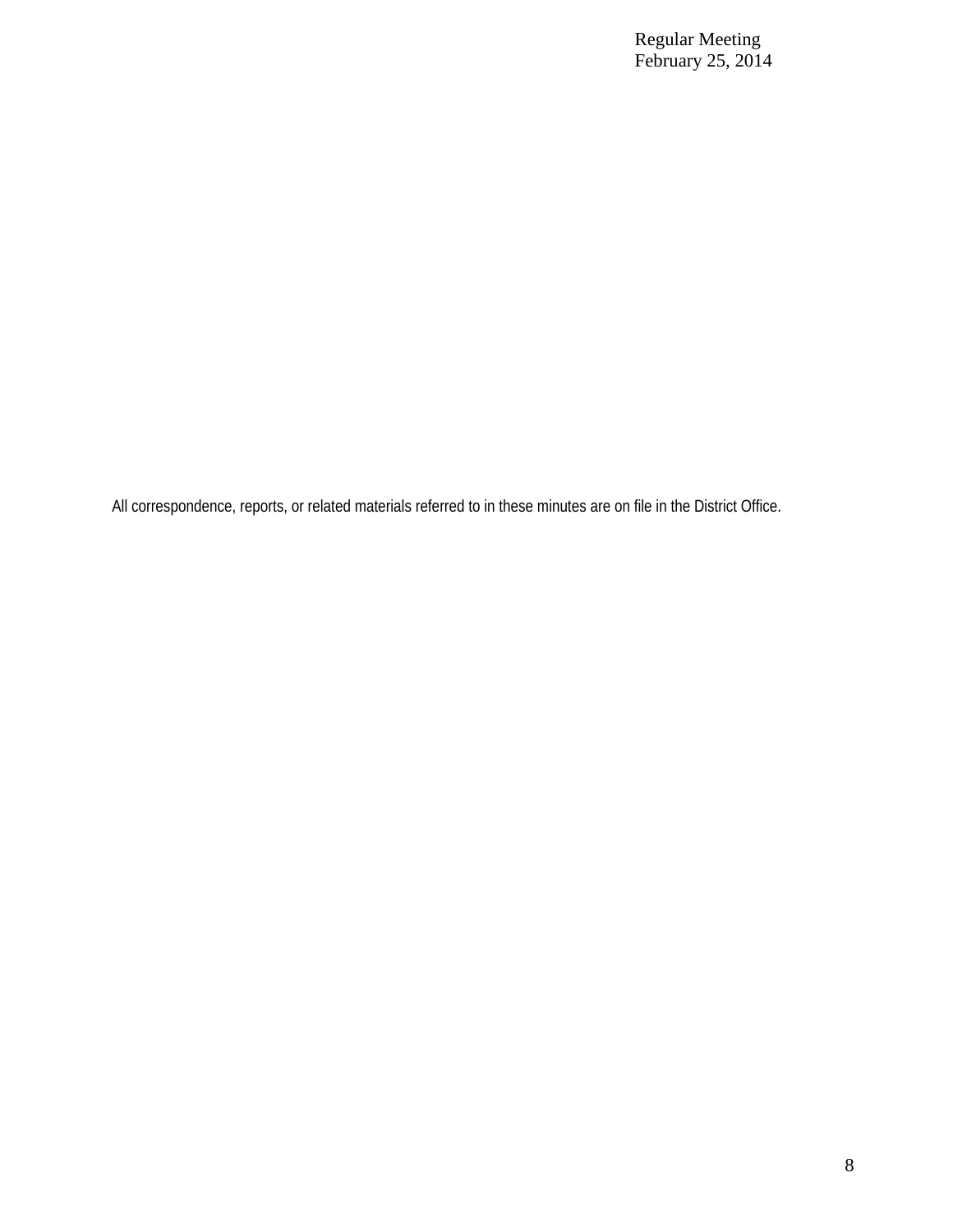All correspondence, reports, or related materials referred to in these minutes are on file in the District Office.